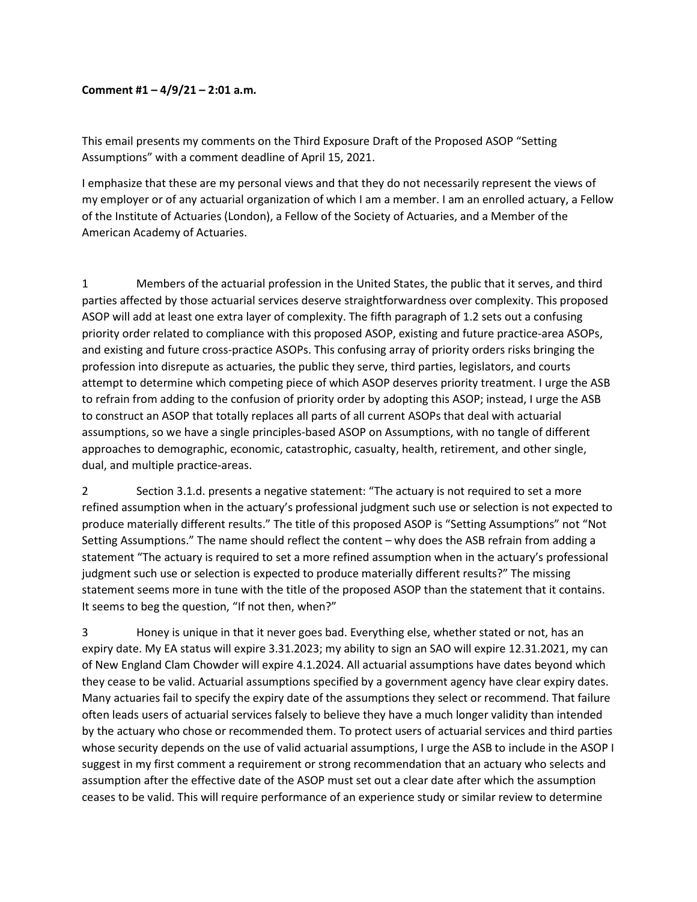**Comment #1 – 4/9/21 – 2:01 a.m.**

This email presents my comments on the Third Exposure Draft of the Proposed ASOP "Setting Assumptions" with a comment deadline of April 15, 2021.

I emphasize that these are my personal views and that they do not necessarily represent the views of my employer or of any actuarial organization of which I am a member. I am an enrolled actuary, a Fellow of the Institute of Actuaries (London), a Fellow of the Society of Actuaries, and a Member of the American Academy of Actuaries.

1 Members of the actuarial profession in the United States, the public that it serves, and third parties affected by those actuarial services deserve straightforwardness over complexity. This proposed ASOP will add at least one extra layer of complexity. The fifth paragraph of 1.2 sets out a confusing priority order related to compliance with this proposed ASOP, existing and future practice-area ASOPs, and existing and future cross-practice ASOPs. This confusing array of priority orders risks bringing the profession into disrepute as actuaries, the public they serve, third parties, legislators, and courts attempt to determine which competing piece of which ASOP deserves priority treatment. I urge the ASB to refrain from adding to the confusion of priority order by adopting this ASOP; instead, I urge the ASB to construct an ASOP that totally replaces all parts of all current ASOPs that deal with actuarial assumptions, so we have a single principles-based ASOP on Assumptions, with no tangle of different approaches to demographic, economic, catastrophic, casualty, health, retirement, and other single, dual, and multiple practice-areas.

2 Section 3.1.d. presents a negative statement: "The actuary is not required to set a more refined assumption when in the actuary's professional judgment such use or selection is not expected to produce materially different results." The title of this proposed ASOP is "Setting Assumptions" not "Not Setting Assumptions." The name should reflect the content – why does the ASB refrain from adding a statement "The actuary is required to set a more refined assumption when in the actuary's professional judgment such use or selection is expected to produce materially different results?" The missing statement seems more in tune with the title of the proposed ASOP than the statement that it contains. It seems to beg the question, "If not then, when?"

3 Honey is unique in that it never goes bad. Everything else, whether stated or not, has an expiry date. My EA status will expire 3.31.2023; my ability to sign an SAO will expire 12.31.2021, my can of New England Clam Chowder will expire 4.1.2024. All actuarial assumptions have dates beyond which they cease to be valid. Actuarial assumptions specified by a government agency have clear expiry dates. Many actuaries fail to specify the expiry date of the assumptions they select or recommend. That failure often leads users of actuarial services falsely to believe they have a much longer validity than intended by the actuary who chose or recommended them. To protect users of actuarial services and third parties whose security depends on the use of valid actuarial assumptions, I urge the ASB to include in the ASOP I suggest in my first comment a requirement or strong recommendation that an actuary who selects and assumption after the effective date of the ASOP must set out a clear date after which the assumption ceases to be valid. This will require performance of an experience study or similar review to determine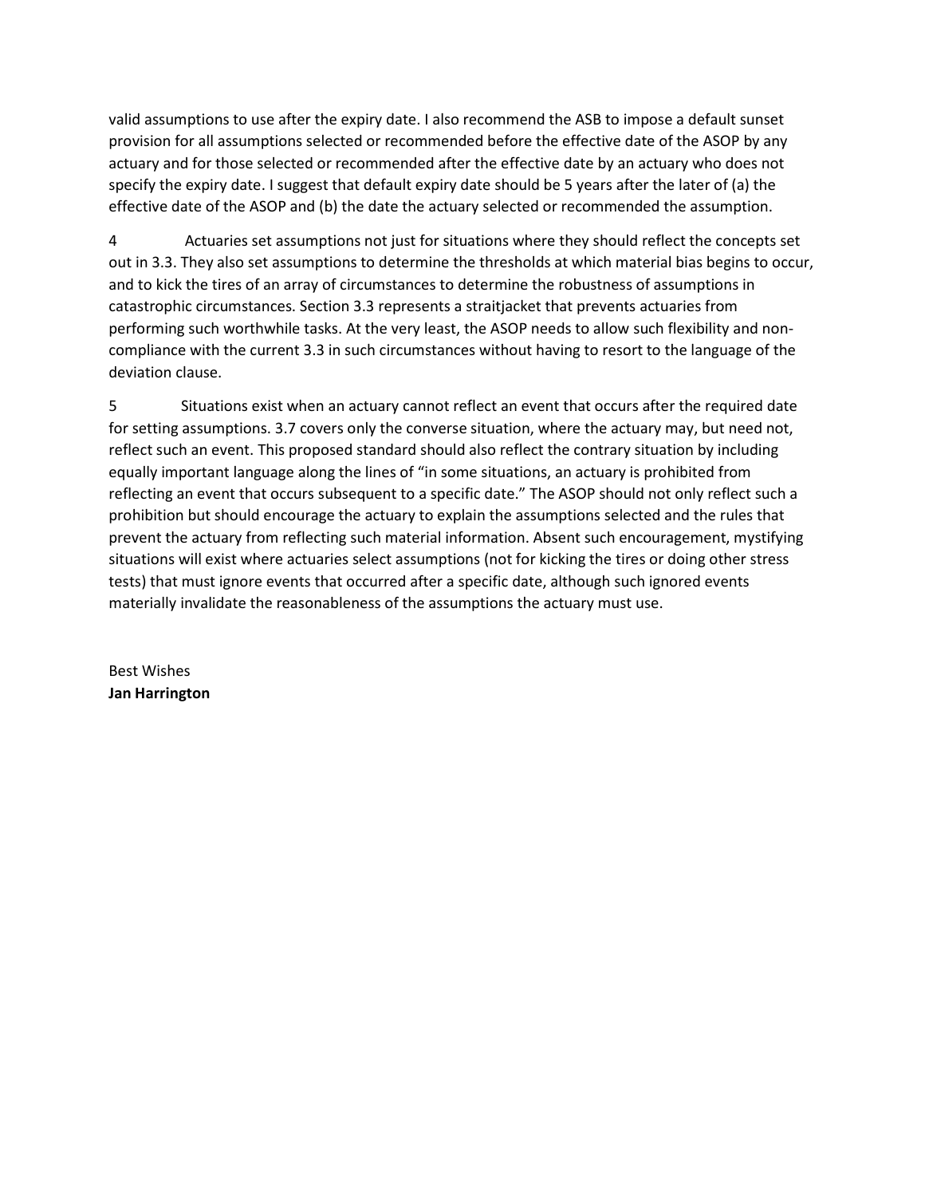valid assumptions to use after the expiry date. I also recommend the ASB to impose a default sunset provision for all assumptions selected or recommended before the effective date of the ASOP by any actuary and for those selected or recommended after the effective date by an actuary who does not specify the expiry date. I suggest that default expiry date should be 5 years after the later of (a) the effective date of the ASOP and (b) the date the actuary selected or recommended the assumption.

4 Actuaries set assumptions not just for situations where they should reflect the concepts set out in 3.3. They also set assumptions to determine the thresholds at which material bias begins to occur, and to kick the tires of an array of circumstances to determine the robustness of assumptions in catastrophic circumstances. Section 3.3 represents a straitjacket that prevents actuaries from performing such worthwhile tasks. At the very least, the ASOP needs to allow such flexibility and non-compliance with the current 3.3 in such circumstances without having to resort to the language of the deviation clause.

5 Situations exist when an actuary cannot reflect an event that occurs after the required date for setting assumptions. 3.7 covers only the converse situation, where the actuary may, but need not, reflect such an event. This proposed standard should also reflect the contrary situation by including equally important language along the lines of "in some situations, an actuary is prohibited from reflecting an event that occurs subsequent to a specific date." The ASOP should not only reflect such a prohibition but should encourage the actuary to explain the assumptions selected and the rules that prevent the actuary from reflecting such material information. Absent such encouragement, mystifying situations will exist where actuaries select assumptions (not for kicking the tires or doing other stress tests) that must ignore events that occurred after a specific date, although such ignored events materially invalidate the reasonableness of the assumptions the actuary must use.

Best Wishes

**Jan Harrington**